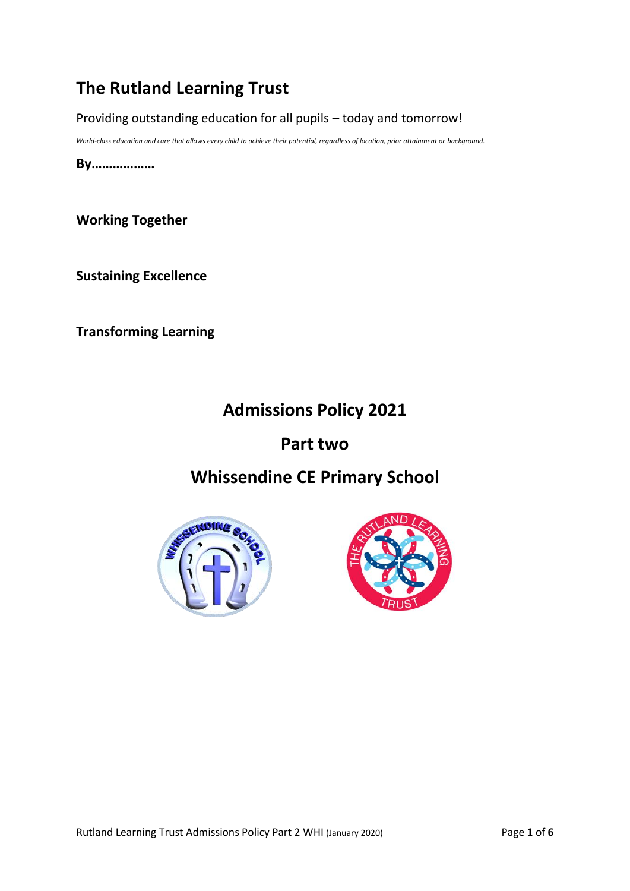# The Rutland Learning Trust

Providing outstanding education for all pupils – today and tomorrow!

*World-class education and care that allows every child to achieve their potential, regardless of location, prior attainment or background.*

**By………………**

**Working Together**

**Sustaining Excellence**

**Transforming Learning**

## Admissions Policy 2021

## Part two

## Whissendine CE Primary School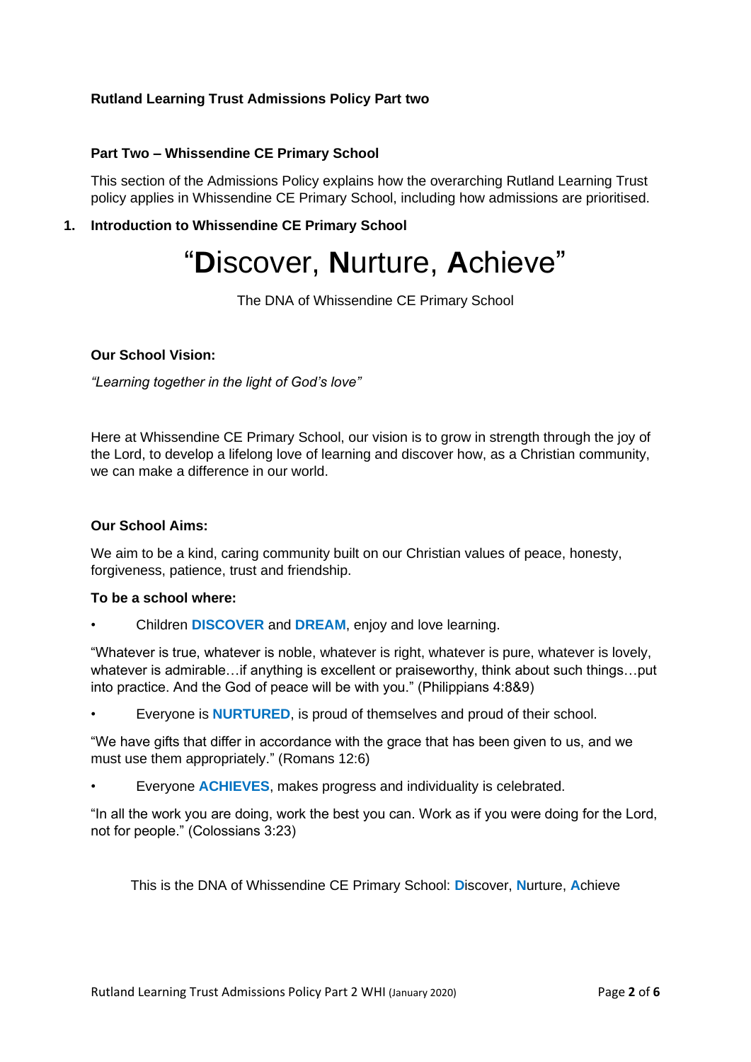**Rutland Learning Trust Admissions Policy Part two**

**Part Two – Whissendine CE Primary School**

This section of the Admissions Policy explains how the overarching Rutland Learning Trust policy applies in Whissendine CE Primary School, including how admissions are prioritised.

## 1. Introduction to Whissendine CE Primary School

# "**D**iscover, **N**urture, **A**chieve"

The DNA of Whissendine CE Primary School

**Our School Vision:**

*"Learning together in the light of God's love"*

Here at Whissendine CE Primary School, our vision is to grow in strength through the joy of the Lord, to develop a lifelong love of learning and discover how, as a Christian community, we can make a difference in our world.

**Our School Aims:**

We aim to be a kind, caring community built on our Christian values of peace, honesty, forgiveness, patience, trust and friendship.

**To be a school where:**

- Children **DISCOVER** and **DREAM**, enjoy and love learning.

"Whatever is true, whatever is noble, whatever is right, whatever is pure, whatever is lovely, whatever is admirable…if anything is excellent or praiseworthy, think about such things…put into practice. And the God of peace will be with you." (Philippians 4:8&9)

- Everyone is **NURTURED**, is proud of themselves and proud of their school.

"We have gifts that differ in accordance with the grace that has been given to us, and we must use them appropriately." (Romans 12:6)

- Everyone **ACHIEVES**, makes progress and individuality is celebrated.

"In all the work you are doing, work the best you can. Work as if you were doing for the Lord, not for people." (Colossians 3:23)

This is the DNA of Whissendine CE Primary School: **D**iscover, **N**urture, **A**chieve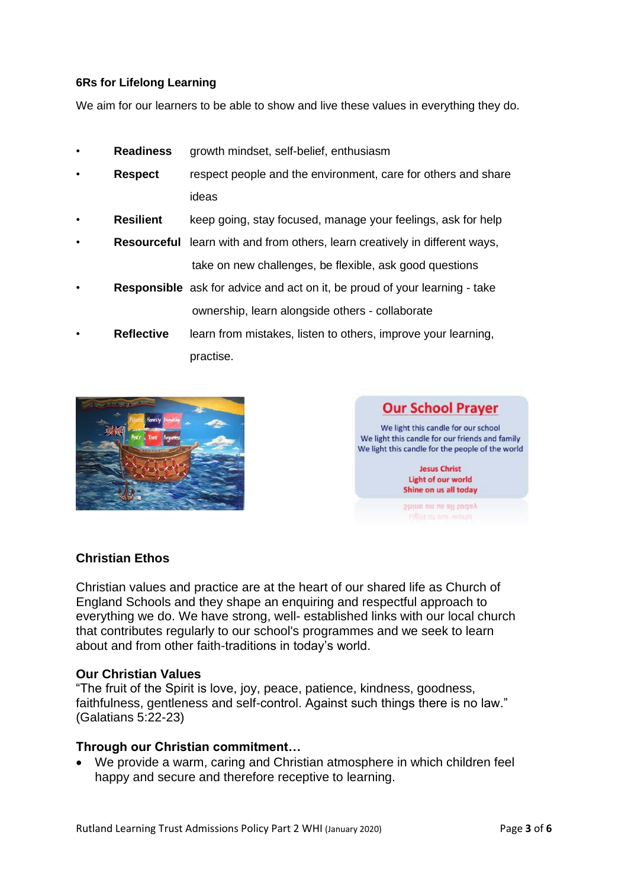### 6Rs for Lifelong Learning

We aim for our learners to be able to show and live these values in everything they do.

- **Readiness** growth mindset, self-belief, enthusiasm
- **Respect** respect people and the environment, care for others and share ideas
- **Resilient** keep going, stay focused, manage your feelings, ask for help
- **Resourceful** learn with and from others, learn creatively in different ways, take on new challenges, be flexible, ask good questions
- **Responsible** ask for advice and act on it, be proud of your learning - take ownership, learn alongside others - collaborate
- **Reflective** learn from mistakes, listen to others, improve your learning, practise.

**Our School Prayer**

We light this candle for our school
We light this candle for our friends and family
We light this candle for the people of the world

Jesus Christ
Light of our world
Shine on us all today

### Christian Ethos

Christian values and practice are at the heart of our shared life as Church of England Schools and they shape an enquiring and respectful approach to everything we do. We have strong, well- established links with our local church that contributes regularly to our school's programmes and we seek to learn about and from other faith-traditions in today's world.

### Our Christian Values

"The fruit of the Spirit is love, joy, peace, patience, kindness, goodness, faithfulness, gentleness and self-control. Against such things there is no law." (Galatians 5:22-23)

### Through our Christian commitment…

- We provide a warm, caring and Christian atmosphere in which children feel happy and secure and therefore receptive to learning.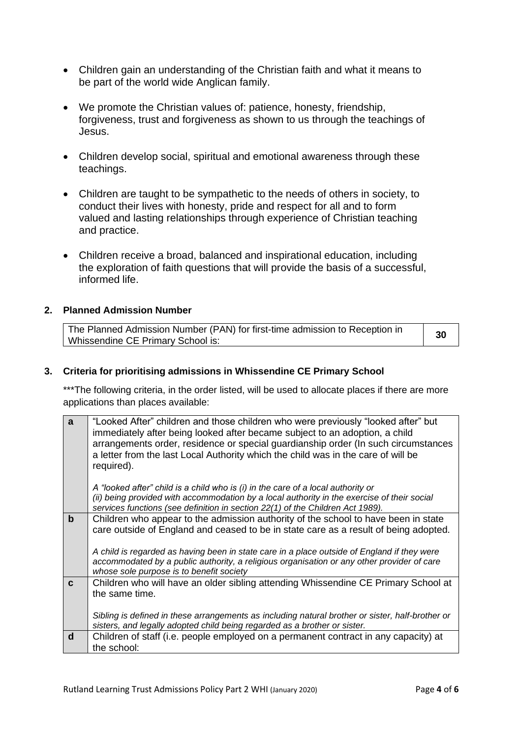- Children gain an understanding of the Christian faith and what it means to be part of the world wide Anglican family.
- We promote the Christian values of: patience, honesty, friendship, forgiveness, trust and forgiveness as shown to us through the teachings of Jesus.
- Children develop social, spiritual and emotional awareness through these teachings.
- Children are taught to be sympathetic to the needs of others in society, to conduct their lives with honesty, pride and respect for all and to form valued and lasting relationships through experience of Christian teaching and practice.
- Children receive a broad, balanced and inspirational education, including the exploration of faith questions that will provide the basis of a successful, informed life.

## 2. Planned Admission Number

| The Planned Admission Number (PAN) for first-time admission to Reception in Whissendine CE Primary School is: | **30** |
|---|---|

## 3. Criteria for prioritising admissions in Whissendine CE Primary School

***The following criteria, in the order listed, will be used to allocate places if there are more applications than places available:

| | |
|---|---|
| **a** | "Looked After" children and those children who were previously "looked after" but immediately after being looked after became subject to an adoption, a child arrangements order, residence or special guardianship order (In such circumstances a letter from the last Local Authority which the child was in the care of will be required).<br><br>*A "looked after" child is a child who is (i) in the care of a local authority or (ii) being provided with accommodation by a local authority in the exercise of their social services functions (see definition in section 22(1) of the Children Act 1989).* |
| **b** | Children who appear to the admission authority of the school to have been in state care outside of England and ceased to be in state care as a result of being adopted.<br><br>*A child is regarded as having been in state care in a place outside of England if they were accommodated by a public authority, a religious organisation or any other provider of care whose sole purpose is to benefit society* |
| **c** | Children who will have an older sibling attending Whissendine CE Primary School at the same time.<br><br>*Sibling is defined in these arrangements as including natural brother or sister, half-brother or sisters, and legally adopted child being regarded as a brother or sister.* |
| **d** | Children of staff (i.e. people employed on a permanent contract in any capacity) at the school: |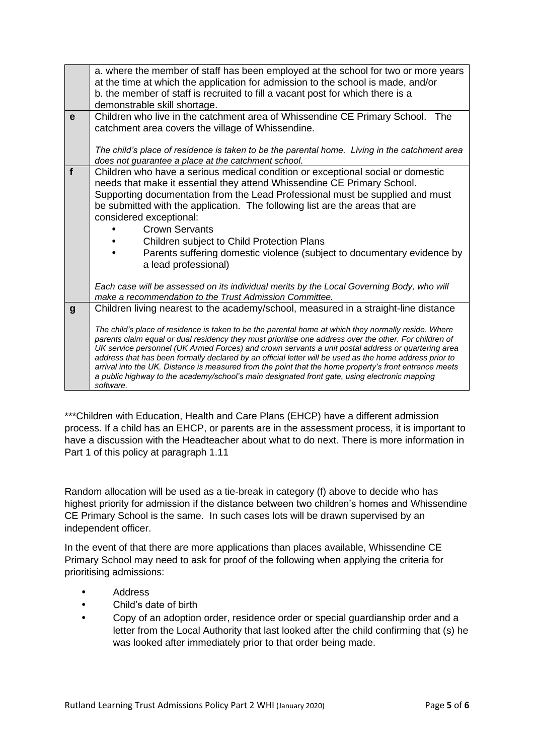| | |
|---|---|
| | a. where the member of staff has been employed at the school for two or more years at the time at which the application for admission to the school is made, and/or<br>b. the member of staff is recruited to fill a vacant post for which there is a demonstrable skill shortage. |
| **e** | Children who live in the catchment area of Whissendine CE Primary School. The catchment area covers the village of Whissendine.<br><br>*The child's place of residence is taken to be the parental home. Living in the catchment area does not guarantee a place at the catchment school.* |
| **f** | Children who have a serious medical condition or exceptional social or domestic needs that make it essential they attend Whissendine CE Primary School. Supporting documentation from the Lead Professional must be supplied and must be submitted with the application. The following list are the areas that are considered exceptional:<br>• Crown Servants<br>• Children subject to Child Protection Plans<br>• Parents suffering domestic violence (subject to documentary evidence by a lead professional)<br><br>*Each case will be assessed on its individual merits by the Local Governing Body, who will make a recommendation to the Trust Admission Committee.* |
| **g** | Children living nearest to the academy/school, measured in a straight-line distance<br><br>*The child's place of residence is taken to be the parental home at which they normally reside. Where parents claim equal or dual residency they must prioritise one address over the other. For children of UK service personnel (UK Armed Forces) and crown servants a unit postal address or quartering area address that has been formally declared by an official letter will be used as the home address prior to arrival into the UK. Distance is measured from the point that the home property's front entrance meets a public highway to the academy/school's main designated front gate, using electronic mapping software.* |

***Children with Education, Health and Care Plans (EHCP) have a different admission process. If a child has an EHCP, or parents are in the assessment process, it is important to have a discussion with the Headteacher about what to do next. There is more information in Part 1 of this policy at paragraph 1.11

Random allocation will be used as a tie-break in category (f) above to decide who has highest priority for admission if the distance between two children's homes and Whissendine CE Primary School is the same. In such cases lots will be drawn supervised by an independent officer.

In the event of that there are more applications than places available, Whissendine CE Primary School may need to ask for proof of the following when applying the criteria for prioritising admissions:

- Address
- Child's date of birth
- Copy of an adoption order, residence order or special guardianship order and a letter from the Local Authority that last looked after the child confirming that (s) he was looked after immediately prior to that order being made.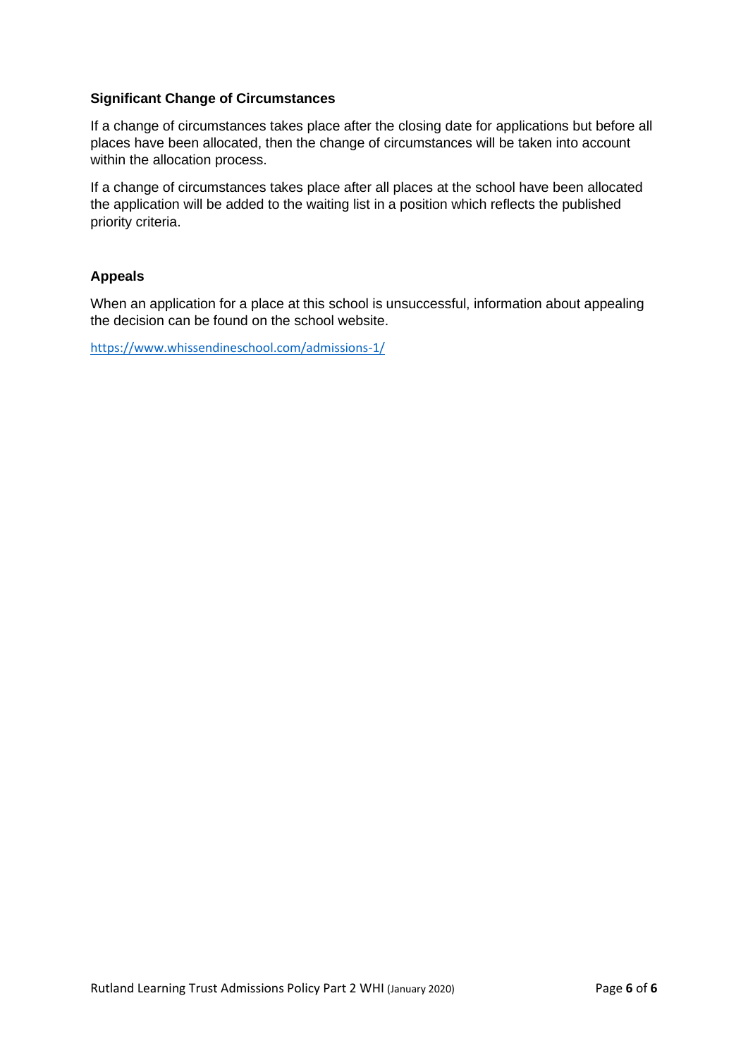**Significant Change of Circumstances**

If a change of circumstances takes place after the closing date for applications but before all places have been allocated, then the change of circumstances will be taken into account within the allocation process.

If a change of circumstances takes place after all places at the school have been allocated the application will be added to the waiting list in a position which reflects the published priority criteria.

**Appeals**

When an application for a place at this school is unsuccessful, information about appealing the decision can be found on the school website.

https://www.whissendineschool.com/admissions-1/